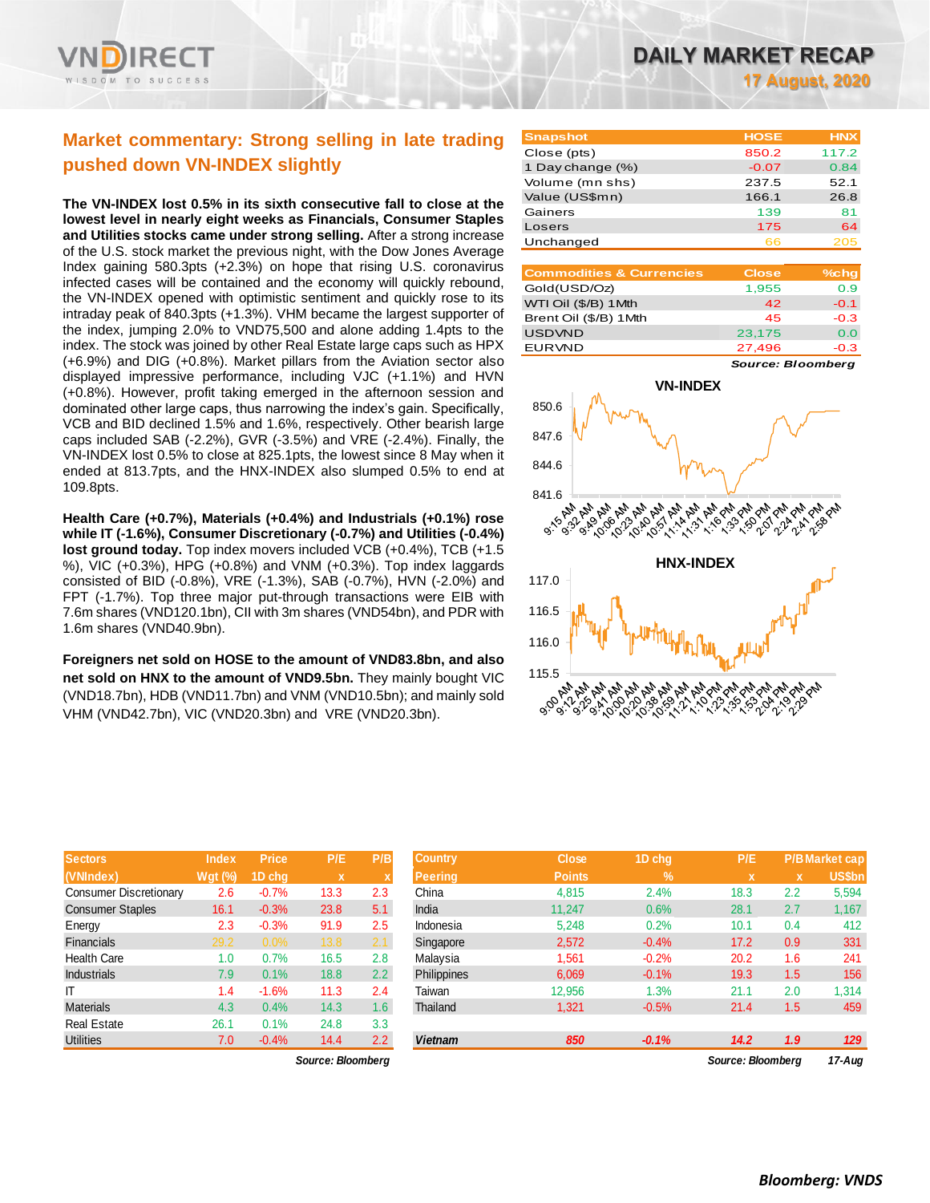# DAILY MARKET RECAP

**17 August, 2020**

## Market commentary: Strong selling in late trading pushed down VN-INDEX slightly

**The VN-INDEX lost 0.5% in its sixth consecutive fall to close at the lowest level in nearly eight weeks as Financials, Consumer Staples and Utilities stocks came under strong selling.** After a strong increase of the U.S. stock market the previous night, with the Dow Jones Average Index gaining 580.3pts (+2.3%) on hope that rising U.S. coronavirus infected cases will be contained and the economy will quickly rebound, the VN-INDEX opened with optimistic sentiment and quickly rose to its intraday peak of 840.3pts (+1.3%). VHM became the largest supporter of the index, jumping 2.0% to VND75,500 and alone adding 1.4pts to the index. The stock was joined by other Real Estate large caps such as HPX (+6.9%) and DIG (+0.8%). Market pillars from the Aviation sector also displayed impressive performance, including VJC (+1.1%) and HVN (+0.8%). However, profit taking emerged in the afternoon session and dominated other large caps, thus narrowing the index's gain. Specifically, VCB and BID declined 1.5% and 1.6%, respectively. Other bearish large caps included SAB (-2.2%), GVR (-3.5%) and VRE (-2.4%). Finally, the VN-INDEX lost 0.5% to close at 825.1pts, the lowest since 8 May when it ended at 813.7pts, and the HNX-INDEX also slumped 0.5% to end at 109.8pts.

**Health Care (+0.7%), Materials (+0.4%) and Industrials (+0.1%) rose while IT (-1.6%), Consumer Discretionary (-0.7%) and Utilities (-0.4%) lost ground today.** Top index movers included VCB (+0.4%), TCB (+1.5 %), VIC (+0.3%), HPG (+0.8%) and VNM (+0.3%). Top index laggards consisted of BID (-0.8%), VRE (-1.3%), SAB (-0.7%), HVN (-2.0%) and FPT (-1.7%). Top three major put-through transactions were EIB with 7.6m shares (VND120.1bn), CII with 3m shares (VND54bn), and PDR with 1.6m shares (VND40.9bn).

**Foreigners net sold on HOSE to the amount of VND83.8bn, and also net sold on HNX to the amount of VND9.5bn.** They mainly bought VIC (VND18.7bn), HDB (VND11.7bn) and VNM (VND10.5bn); and mainly sold VHM (VND42.7bn), VIC (VND20.3bn) and VRE (VND20.3bn).

| Snapshot | HOSE | HNX |
|---|---|---|
| Close (pts) | 850.2 | 117.2 |
| 1 Day change (%) | -0.07 | 0.84 |
| Volume (mn shs) | 237.5 | 52.1 |
| Value (US$mn) | 166.1 | 26.8 |
| Gainers | 139 | 81 |
| Losers | 175 | 64 |
| Unchanged | 66 | 205 |

| Commodities & Currencies | Close | %chg |
|---|---|---|
| Gold(USD/Oz) | 1,955 | 0.9 |
| WTI Oil ($/B) 1Mth | 42 | -0.1 |
| Brent Oil ($/B) 1Mth | 45 | -0.3 |
| USDVND | 23,175 | 0.0 |
| EURVND | 27,496 | -0.3 |

*Source: Bloomberg*

VN-INDEX

HNX-INDEX

| Sectors (VNIndex) | Index Wgt (%) | Price 1D chg | P/E x | P/B x |
|---|---|---|---|---|
| Consumer Discretionary | 2.6 | -0.7% | 13.3 | 2.3 |
| Consumer Staples | 16.1 | -0.3% | 23.8 | 5.1 |
| Energy | 2.3 | -0.3% | 91.9 | 2.5 |
| Financials | 29.2 | 0.0% | 13.8 | 2.1 |
| Health Care | 1.0 | 0.7% | 16.5 | 2.8 |
| Industrials | 7.9 | 0.1% | 18.8 | 2.2 |
| IT | 1.4 | -1.6% | 11.3 | 2.4 |
| Materials | 4.3 | 0.4% | 14.3 | 1.6 |
| Real Estate | 26.1 | 0.1% | 24.8 | 3.3 |
| Utilities | 7.0 | -0.4% | 14.4 | 2.2 |

*Source: Bloomberg*

| Country Peering | Close Points | 1D chg % | P/E x | P/B x | Market cap US$bn |
|---|---|---|---|---|---|
| China | 4,815 | 2.4% | 18.3 | 2.2 | 5,594 |
| India | 11,247 | 0.6% | 28.1 | 2.7 | 1,167 |
| Indonesia | 5,248 | 0.2% | 10.1 | 0.4 | 412 |
| Singapore | 2,572 | -0.4% | 17.2 | 0.9 | 331 |
| Malaysia | 1,561 | -0.2% | 20.2 | 1.6 | 241 |
| Philippines | 6,069 | -0.1% | 19.3 | 1.5 | 156 |
| Taiwan | 12,956 | 1.3% | 21.1 | 2.0 | 1,314 |
| Thailand | 1,321 | -0.5% | 21.4 | 1.5 | 459 |
| **Vietnam** | **850** | **-0.1%** | **14.2** | **1.9** | **129** |

*Source: Bloomberg* *17-Aug*

***Bloomberg: VNDS***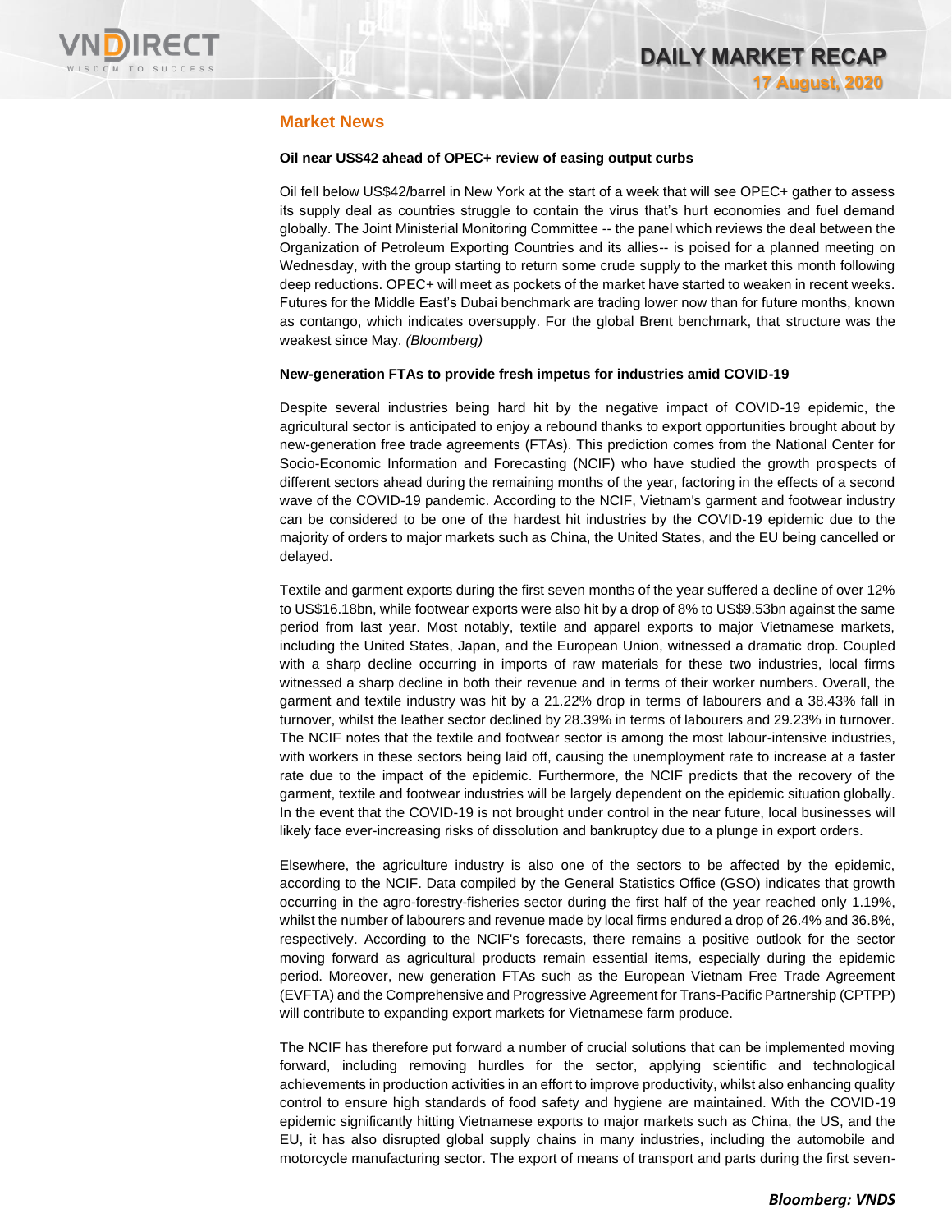## Market News

**Oil near US$42 ahead of OPEC+ review of easing output curbs**

Oil fell below US$42/barrel in New York at the start of a week that will see OPEC+ gather to assess its supply deal as countries struggle to contain the virus that's hurt economies and fuel demand globally. The Joint Ministerial Monitoring Committee -- the panel which reviews the deal between the Organization of Petroleum Exporting Countries and its allies-- is poised for a planned meeting on Wednesday, with the group starting to return some crude supply to the market this month following deep reductions. OPEC+ will meet as pockets of the market have started to weaken in recent weeks. Futures for the Middle East's Dubai benchmark are trading lower now than for future months, known as contango, which indicates oversupply. For the global Brent benchmark, that structure was the weakest since May. *(Bloomberg)*

**New-generation FTAs to provide fresh impetus for industries amid COVID-19**

Despite several industries being hard hit by the negative impact of COVID-19 epidemic, the agricultural sector is anticipated to enjoy a rebound thanks to export opportunities brought about by new-generation free trade agreements (FTAs). This prediction comes from the National Center for Socio-Economic Information and Forecasting (NCIF) who have studied the growth prospects of different sectors ahead during the remaining months of the year, factoring in the effects of a second wave of the COVID-19 pandemic. According to the NCIF, Vietnam's garment and footwear industry can be considered to be one of the hardest hit industries by the COVID-19 epidemic due to the majority of orders to major markets such as China, the United States, and the EU being cancelled or delayed.

Textile and garment exports during the first seven months of the year suffered a decline of over 12% to US$16.18bn, while footwear exports were also hit by a drop of 8% to US$9.53bn against the same period from last year. Most notably, textile and apparel exports to major Vietnamese markets, including the United States, Japan, and the European Union, witnessed a dramatic drop. Coupled with a sharp decline occurring in imports of raw materials for these two industries, local firms witnessed a sharp decline in both their revenue and in terms of their worker numbers. Overall, the garment and textile industry was hit by a 21.22% drop in terms of labourers and a 38.43% fall in turnover, whilst the leather sector declined by 28.39% in terms of labourers and 29.23% in turnover. The NCIF notes that the textile and footwear sector is among the most labour-intensive industries, with workers in these sectors being laid off, causing the unemployment rate to increase at a faster rate due to the impact of the epidemic. Furthermore, the NCIF predicts that the recovery of the garment, textile and footwear industries will be largely dependent on the epidemic situation globally. In the event that the COVID-19 is not brought under control in the near future, local businesses will likely face ever-increasing risks of dissolution and bankruptcy due to a plunge in export orders.

Elsewhere, the agriculture industry is also one of the sectors to be affected by the epidemic, according to the NCIF. Data compiled by the General Statistics Office (GSO) indicates that growth occurring in the agro-forestry-fisheries sector during the first half of the year reached only 1.19%, whilst the number of labourers and revenue made by local firms endured a drop of 26.4% and 36.8%, respectively. According to the NCIF's forecasts, there remains a positive outlook for the sector moving forward as agricultural products remain essential items, especially during the epidemic period. Moreover, new generation FTAs such as the European Vietnam Free Trade Agreement (EVFTA) and the Comprehensive and Progressive Agreement for Trans-Pacific Partnership (CPTPP) will contribute to expanding export markets for Vietnamese farm produce.

The NCIF has therefore put forward a number of crucial solutions that can be implemented moving forward, including removing hurdles for the sector, applying scientific and technological achievements in production activities in an effort to improve productivity, whilst also enhancing quality control to ensure high standards of food safety and hygiene are maintained. With the COVID-19 epidemic significantly hitting Vietnamese exports to major markets such as China, the US, and the EU, it has also disrupted global supply chains in many industries, including the automobile and motorcycle manufacturing sector. The export of means of transport and parts during the first seven-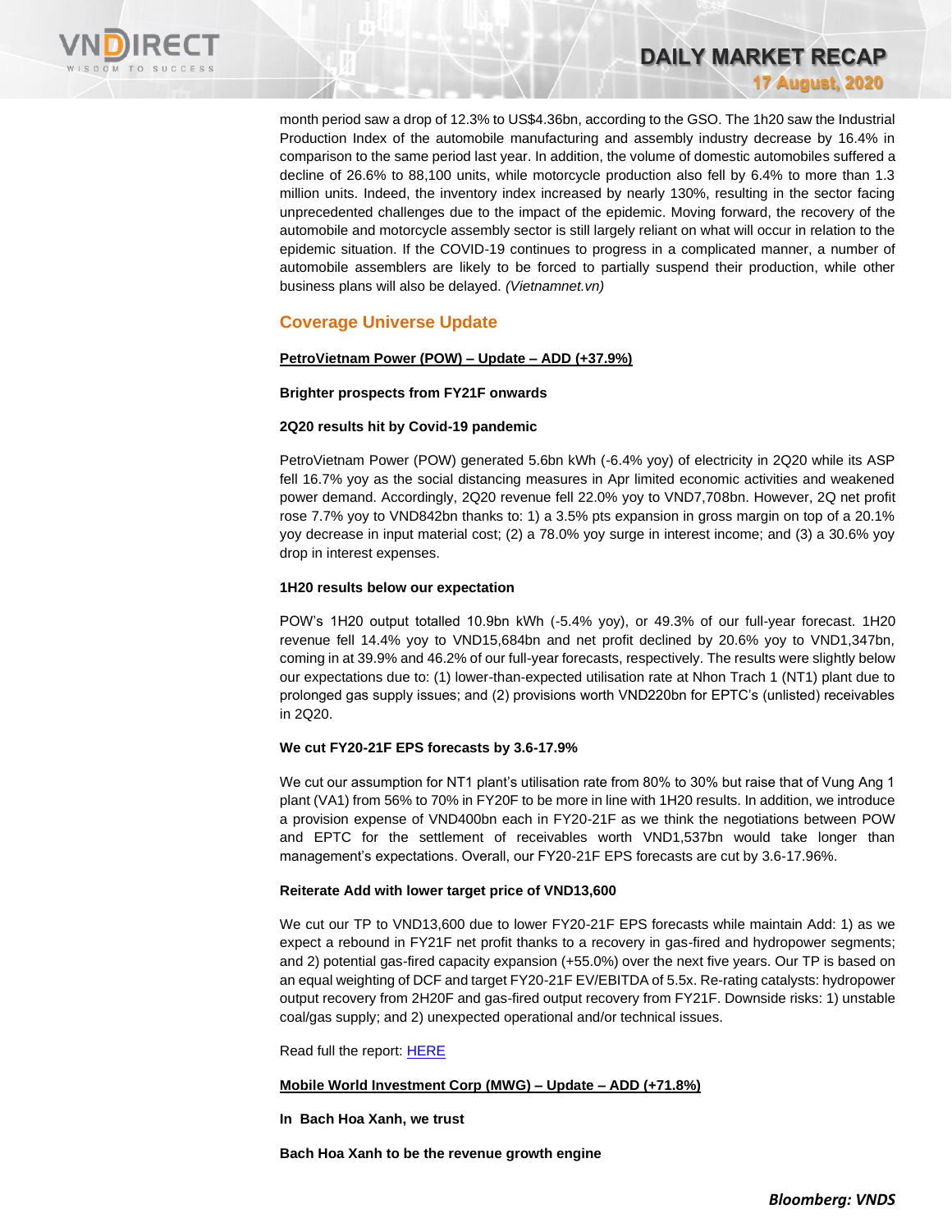month period saw a drop of 12.3% to US$4.36bn, according to the GSO. The 1h20 saw the Industrial Production Index of the automobile manufacturing and assembly industry decrease by 16.4% in comparison to the same period last year. In addition, the volume of domestic automobiles suffered a decline of 26.6% to 88,100 units, while motorcycle production also fell by 6.4% to more than 1.3 million units. Indeed, the inventory index increased by nearly 130%, resulting in the sector facing unprecedented challenges due to the impact of the epidemic. Moving forward, the recovery of the automobile and motorcycle assembly sector is still largely reliant on what will occur in relation to the epidemic situation. If the COVID-19 continues to progress in a complicated manner, a number of automobile assemblers are likely to be forced to partially suspend their production, while other business plans will also be delayed. *(Vietnamnet.vn)*

## Coverage Universe Update

**PetroVietnam Power (POW) – Update – ADD (+37.9%)**

**Brighter prospects from FY21F onwards**

**2Q20 results hit by Covid-19 pandemic**

PetroVietnam Power (POW) generated 5.6bn kWh (-6.4% yoy) of electricity in 2Q20 while its ASP fell 16.7% yoy as the social distancing measures in Apr limited economic activities and weakened power demand. Accordingly, 2Q20 revenue fell 22.0% yoy to VND7,708bn. However, 2Q net profit rose 7.7% yoy to VND842bn thanks to: 1) a 3.5% pts expansion in gross margin on top of a 20.1% yoy decrease in input material cost; (2) a 78.0% yoy surge in interest income; and (3) a 30.6% yoy drop in interest expenses.

**1H20 results below our expectation**

POW's 1H20 output totalled 10.9bn kWh (-5.4% yoy), or 49.3% of our full-year forecast. 1H20 revenue fell 14.4% yoy to VND15,684bn and net profit declined by 20.6% yoy to VND1,347bn, coming in at 39.9% and 46.2% of our full-year forecasts, respectively. The results were slightly below our expectations due to: (1) lower-than-expected utilisation rate at Nhon Trach 1 (NT1) plant due to prolonged gas supply issues; and (2) provisions worth VND220bn for EPTC's (unlisted) receivables in 2Q20.

**We cut FY20-21F EPS forecasts by 3.6-17.9%**

We cut our assumption for NT1 plant's utilisation rate from 80% to 30% but raise that of Vung Ang 1 plant (VA1) from 56% to 70% in FY20F to be more in line with 1H20 results. In addition, we introduce a provision expense of VND400bn each in FY20-21F as we think the negotiations between POW and EPTC for the settlement of receivables worth VND1,537bn would take longer than management's expectations. Overall, our FY20-21F EPS forecasts are cut by 3.6-17.96%.

**Reiterate Add with lower target price of VND13,600**

We cut our TP to VND13,600 due to lower FY20-21F EPS forecasts while maintain Add: 1) as we expect a rebound in FY21F net profit thanks to a recovery in gas-fired and hydropower segments; and 2) potential gas-fired capacity expansion (+55.0%) over the next five years. Our TP is based on an equal weighting of DCF and target FY20-21F EV/EBITDA of 5.5x. Re-rating catalysts: hydropower output recovery from 2H20F and gas-fired output recovery from FY21F. Downside risks: 1) unstable coal/gas supply; and 2) unexpected operational and/or technical issues.

Read full the report: HERE

**Mobile World Investment Corp (MWG) – Update – ADD (+71.8%)**

**In Bach Hoa Xanh, we trust**

**Bach Hoa Xanh to be the revenue growth engine**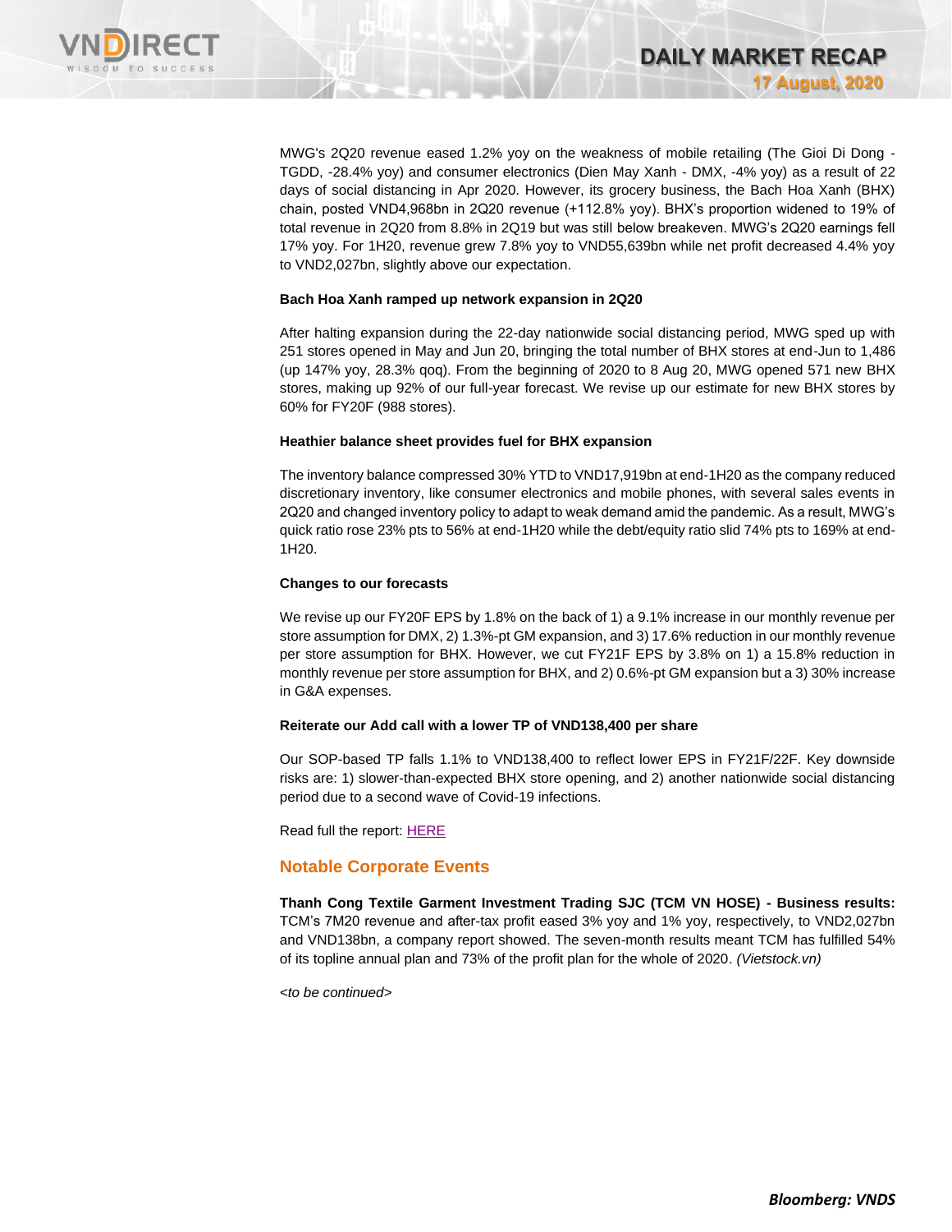MWG's 2Q20 revenue eased 1.2% yoy on the weakness of mobile retailing (The Gioi Di Dong - TGDD, -28.4% yoy) and consumer electronics (Dien May Xanh - DMX, -4% yoy) as a result of 22 days of social distancing in Apr 2020. However, its grocery business, the Bach Hoa Xanh (BHX) chain, posted VND4,968bn in 2Q20 revenue (+112.8% yoy). BHX's proportion widened to 19% of total revenue in 2Q20 from 8.8% in 2Q19 but was still below breakeven. MWG's 2Q20 earnings fell 17% yoy. For 1H20, revenue grew 7.8% yoy to VND55,639bn while net profit decreased 4.4% yoy to VND2,027bn, slightly above our expectation.

**Bach Hoa Xanh ramped up network expansion in 2Q20**

After halting expansion during the 22-day nationwide social distancing period, MWG sped up with 251 stores opened in May and Jun 20, bringing the total number of BHX stores at end-Jun to 1,486 (up 147% yoy, 28.3% qoq). From the beginning of 2020 to 8 Aug 20, MWG opened 571 new BHX stores, making up 92% of our full-year forecast. We revise up our estimate for new BHX stores by 60% for FY20F (988 stores).

**Heathier balance sheet provides fuel for BHX expansion**

The inventory balance compressed 30% YTD to VND17,919bn at end-1H20 as the company reduced discretionary inventory, like consumer electronics and mobile phones, with several sales events in 2Q20 and changed inventory policy to adapt to weak demand amid the pandemic. As a result, MWG's quick ratio rose 23% pts to 56% at end-1H20 while the debt/equity ratio slid 74% pts to 169% at end-1H20.

**Changes to our forecasts**

We revise up our FY20F EPS by 1.8% on the back of 1) a 9.1% increase in our monthly revenue per store assumption for DMX, 2) 1.3%-pt GM expansion, and 3) 17.6% reduction in our monthly revenue per store assumption for BHX. However, we cut FY21F EPS by 3.8% on 1) a 15.8% reduction in monthly revenue per store assumption for BHX, and 2) 0.6%-pt GM expansion but a 3) 30% increase in G&A expenses.

**Reiterate our Add call with a lower TP of VND138,400 per share**

Our SOP-based TP falls 1.1% to VND138,400 to reflect lower EPS in FY21F/22F. Key downside risks are: 1) slower-than-expected BHX store opening, and 2) another nationwide social distancing period due to a second wave of Covid-19 infections.

Read full the report: HERE

## Notable Corporate Events

**Thanh Cong Textile Garment Investment Trading SJC (TCM VN HOSE) - Business results:** TCM's 7M20 revenue and after-tax profit eased 3% yoy and 1% yoy, respectively, to VND2,027bn and VND138bn, a company report showed. The seven-month results meant TCM has fulfilled 54% of its topline annual plan and 73% of the profit plan for the whole of 2020. *(Vietstock.vn)*

*<to be continued>*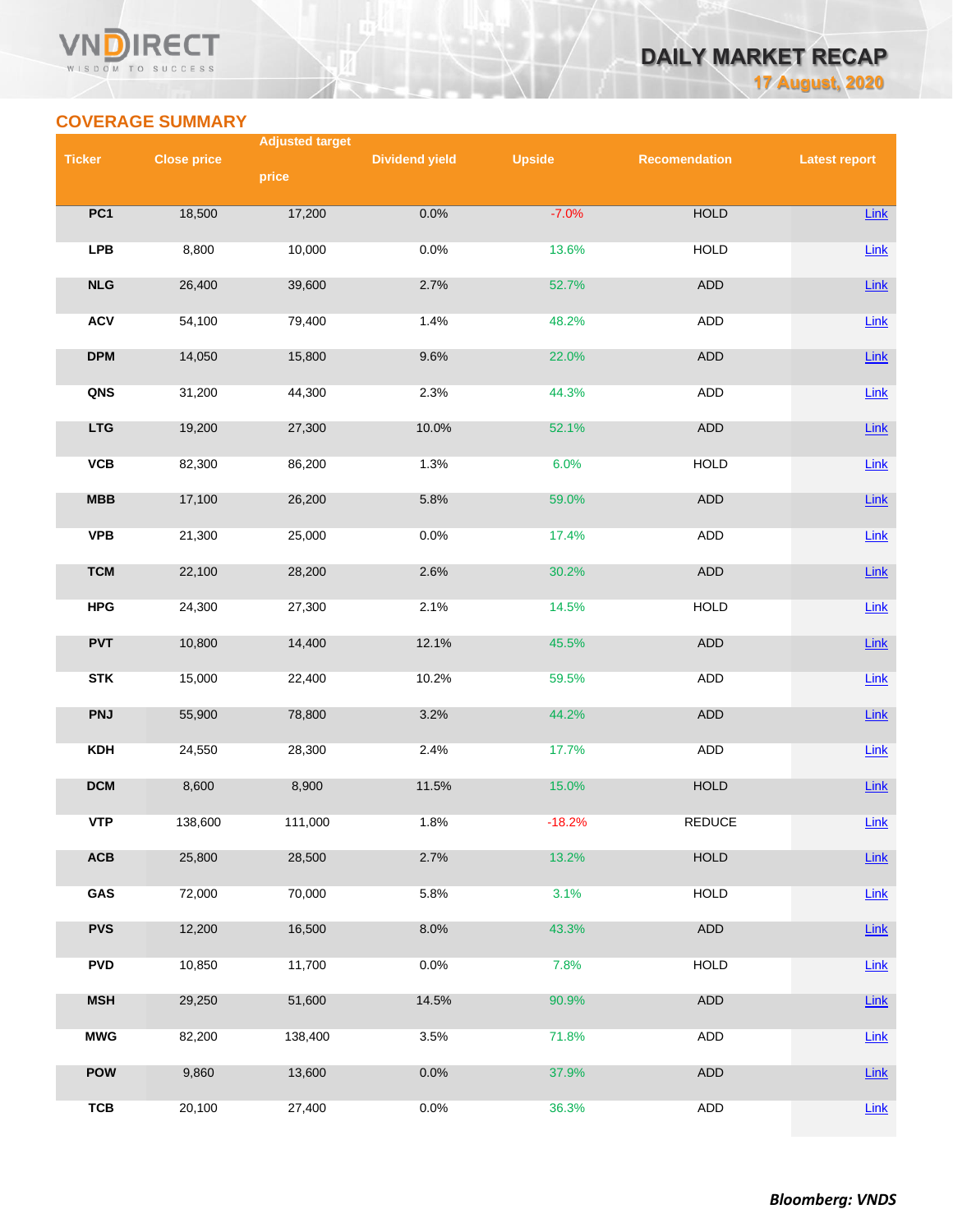## COVERAGE SUMMARY

| Ticker | Close price | Adjusted target price | Dividend yield | Upside | Recomendation | Latest report |
|---|---|---|---|---|---|---|
| PC1 | 18,500 | 17,200 | 0.0% | -7.0% | HOLD | Link |
| LPB | 8,800 | 10,000 | 0.0% | 13.6% | HOLD | Link |
| NLG | 26,400 | 39,600 | 2.7% | 52.7% | ADD | Link |
| ACV | 54,100 | 79,400 | 1.4% | 48.2% | ADD | Link |
| DPM | 14,050 | 15,800 | 9.6% | 22.0% | ADD | Link |
| QNS | 31,200 | 44,300 | 2.3% | 44.3% | ADD | Link |
| LTG | 19,200 | 27,300 | 10.0% | 52.1% | ADD | Link |
| VCB | 82,300 | 86,200 | 1.3% | 6.0% | HOLD | Link |
| MBB | 17,100 | 26,200 | 5.8% | 59.0% | ADD | Link |
| VPB | 21,300 | 25,000 | 0.0% | 17.4% | ADD | Link |
| TCM | 22,100 | 28,200 | 2.6% | 30.2% | ADD | Link |
| HPG | 24,300 | 27,300 | 2.1% | 14.5% | HOLD | Link |
| PVT | 10,800 | 14,400 | 12.1% | 45.5% | ADD | Link |
| STK | 15,000 | 22,400 | 10.2% | 59.5% | ADD | Link |
| PNJ | 55,900 | 78,800 | 3.2% | 44.2% | ADD | Link |
| KDH | 24,550 | 28,300 | 2.4% | 17.7% | ADD | Link |
| DCM | 8,600 | 8,900 | 11.5% | 15.0% | HOLD | Link |
| VTP | 138,600 | 111,000 | 1.8% | -18.2% | REDUCE | Link |
| ACB | 25,800 | 28,500 | 2.7% | 13.2% | HOLD | Link |
| GAS | 72,000 | 70,000 | 5.8% | 3.1% | HOLD | Link |
| PVS | 12,200 | 16,500 | 8.0% | 43.3% | ADD | Link |
| PVD | 10,850 | 11,700 | 0.0% | 7.8% | HOLD | Link |
| MSH | 29,250 | 51,600 | 14.5% | 90.9% | ADD | Link |
| MWG | 82,200 | 138,400 | 3.5% | 71.8% | ADD | Link |
| POW | 9,860 | 13,600 | 0.0% | 37.9% | ADD | Link |
| TCB | 20,100 | 27,400 | 0.0% | 36.3% | ADD | Link |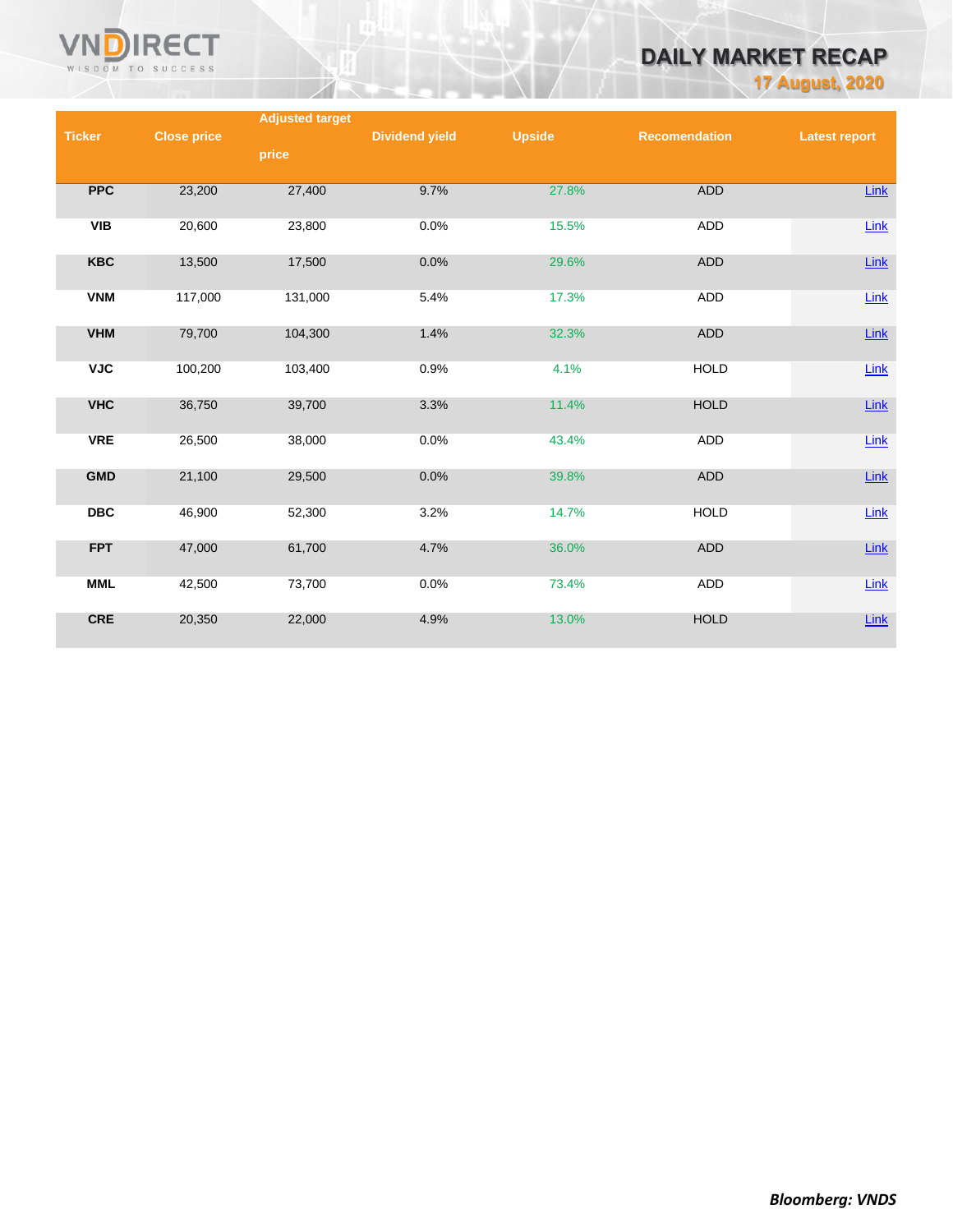| Ticker | Close price | Adjusted target price | Dividend yield | Upside | Recomendation | Latest report |
|---|---|---|---|---|---|---|
| PPC | 23,200 | 27,400 | 9.7% | 27.8% | ADD | Link |
| VIB | 20,600 | 23,800 | 0.0% | 15.5% | ADD | Link |
| KBC | 13,500 | 17,500 | 0.0% | 29.6% | ADD | Link |
| VNM | 117,000 | 131,000 | 5.4% | 17.3% | ADD | Link |
| VHM | 79,700 | 104,300 | 1.4% | 32.3% | ADD | Link |
| VJC | 100,200 | 103,400 | 0.9% | 4.1% | HOLD | Link |
| VHC | 36,750 | 39,700 | 3.3% | 11.4% | HOLD | Link |
| VRE | 26,500 | 38,000 | 0.0% | 43.4% | ADD | Link |
| GMD | 21,100 | 29,500 | 0.0% | 39.8% | ADD | Link |
| DBC | 46,900 | 52,300 | 3.2% | 14.7% | HOLD | Link |
| FPT | 47,000 | 61,700 | 4.7% | 36.0% | ADD | Link |
| MML | 42,500 | 73,700 | 0.0% | 73.4% | ADD | Link |
| CRE | 20,350 | 22,000 | 4.9% | 13.0% | HOLD | Link |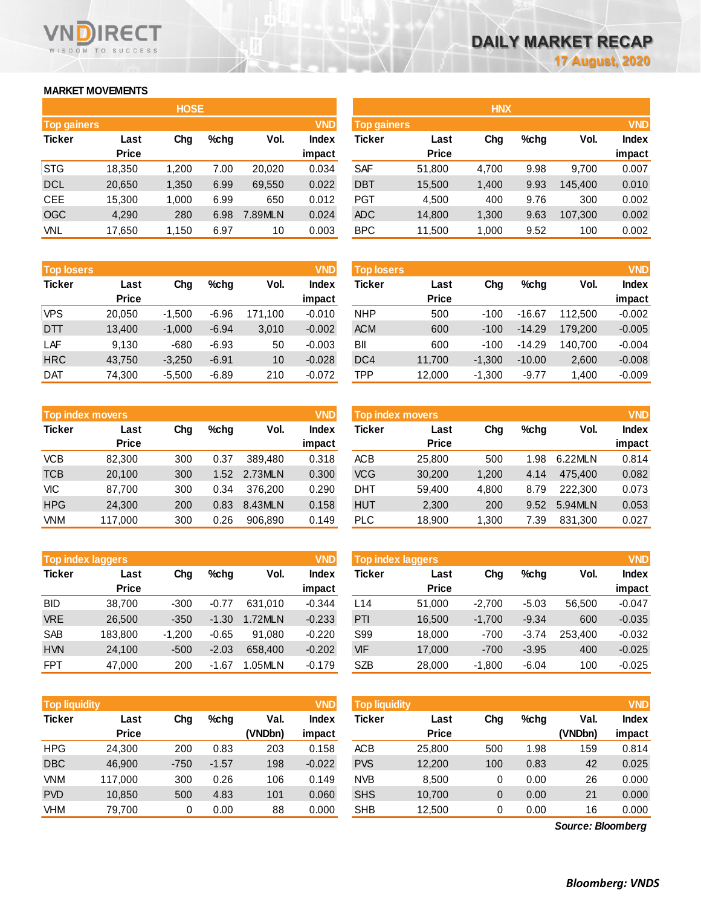# DAILY MARKET RECAP

17 August, 2020

## MARKET MOVEMENTS

### HOSE

**Top gainers** (VND)

| Ticker | Last Price | Chg | %chg | Vol. | Index impact |
|---|---|---|---|---|---|
| STG | 18,350 | 1,200 | 7.00 | 20,020 | 0.034 |
| DCL | 20,650 | 1,350 | 6.99 | 69,550 | 0.022 |
| CEE | 15,300 | 1,000 | 6.99 | 650 | 0.012 |
| OGC | 4,290 | 280 | 6.98 | 7.89MLN | 0.024 |
| VNL | 17,650 | 1,150 | 6.97 | 10 | 0.003 |

**Top losers** (VND)

| Ticker | Last Price | Chg | %chg | Vol. | Index impact |
|---|---|---|---|---|---|
| VPS | 20,050 | -1,500 | -6.96 | 171,100 | -0.010 |
| DTT | 13,400 | -1,000 | -6.94 | 3,010 | -0.002 |
| LAF | 9,130 | -680 | -6.93 | 50 | -0.003 |
| HRC | 43,750 | -3,250 | -6.91 | 10 | -0.028 |
| DAT | 74,300 | -5,500 | -6.89 | 210 | -0.072 |

**Top index movers** (VND)

| Ticker | Last Price | Chg | %chg | Vol. | Index impact |
|---|---|---|---|---|---|
| VCB | 82,300 | 300 | 0.37 | 389,480 | 0.318 |
| TCB | 20,100 | 300 | 1.52 | 2.73MLN | 0.300 |
| VIC | 87,700 | 300 | 0.34 | 376,200 | 0.290 |
| HPG | 24,300 | 200 | 0.83 | 8.43MLN | 0.158 |
| VNM | 117,000 | 300 | 0.26 | 906,890 | 0.149 |

**Top index laggers** (VND)

| Ticker | Last Price | Chg | %chg | Vol. | Index impact |
|---|---|---|---|---|---|
| BID | 38,700 | -300 | -0.77 | 631,010 | -0.344 |
| VRE | 26,500 | -350 | -1.30 | 1.72MLN | -0.233 |
| SAB | 183,800 | -1,200 | -0.65 | 91,080 | -0.220 |
| HVN | 24,100 | -500 | -2.03 | 658,400 | -0.202 |
| FPT | 47,000 | 200 | -1.67 | 1.05MLN | -0.179 |

**Top liquidity** (VND)

| Ticker | Last Price | Chg | %chg | Val. (VNDbn) | Index impact |
|---|---|---|---|---|---|
| HPG | 24,300 | 200 | 0.83 | 203 | 0.158 |
| DBC | 46,900 | -750 | -1.57 | 198 | -0.022 |
| VNM | 117,000 | 300 | 0.26 | 106 | 0.149 |
| PVD | 10,850 | 500 | 4.83 | 101 | 0.060 |
| VHM | 79,700 | 0 | 0.00 | 88 | 0.000 |

### HNX

**Top gainers** (VND)

| Ticker | Last Price | Chg | %chg | Vol. | Index impact |
|---|---|---|---|---|---|
| SAF | 51,800 | 4,700 | 9.98 | 9,700 | 0.007 |
| DBT | 15,500 | 1,400 | 9.93 | 145,400 | 0.010 |
| PGT | 4,500 | 400 | 9.76 | 300 | 0.002 |
| ADC | 14,800 | 1,300 | 9.63 | 107,300 | 0.002 |
| BPC | 11,500 | 1,000 | 9.52 | 100 | 0.002 |

**Top losers** (VND)

| Ticker | Last Price | Chg | %chg | Vol. | Index impact |
|---|---|---|---|---|---|
| NHP | 500 | -100 | -16.67 | 112,500 | -0.002 |
| ACM | 600 | -100 | -14.29 | 179,200 | -0.005 |
| BII | 600 | -100 | -14.29 | 140,700 | -0.004 |
| DC4 | 11,700 | -1,300 | -10.00 | 2,600 | -0.008 |
| TPP | 12,000 | -1,300 | -9.77 | 1,400 | -0.009 |

**Top index movers** (VND)

| Ticker | Last Price | Chg | %chg | Vol. | Index impact |
|---|---|---|---|---|---|
| ACB | 25,800 | 500 | 1.98 | 6.22MLN | 0.814 |
| VCG | 30,200 | 1,200 | 4.14 | 475,400 | 0.082 |
| DHT | 59,400 | 4,800 | 8.79 | 222,300 | 0.073 |
| HUT | 2,300 | 200 | 9.52 | 5.94MLN | 0.053 |
| PLC | 18,900 | 1,300 | 7.39 | 831,300 | 0.027 |

**Top index laggers** (VND)

| Ticker | Last Price | Chg | %chg | Vol. | Index impact |
|---|---|---|---|---|---|
| L14 | 51,000 | -2,700 | -5.03 | 56,500 | -0.047 |
| PTI | 16,500 | -1,700 | -9.34 | 600 | -0.035 |
| S99 | 18,000 | -700 | -3.74 | 253,400 | -0.032 |
| VIF | 17,000 | -700 | -3.95 | 400 | -0.025 |
| SZB | 28,000 | -1,800 | -6.04 | 100 | -0.025 |

**Top liquidity** (VND)

| Ticker | Last Price | Chg | %chg | Val. (VNDbn) | Index impact |
|---|---|---|---|---|---|
| ACB | 25,800 | 500 | 1.98 | 159 | 0.814 |
| PVS | 12,200 | 100 | 0.83 | 42 | 0.025 |
| NVB | 8,500 | 0 | 0.00 | 26 | 0.000 |
| SHS | 10,700 | 0 | 0.00 | 21 | 0.000 |
| SHB | 12,500 | 0 | 0.00 | 16 | 0.000 |

*Source: Bloomberg*

***Bloomberg: VNDS***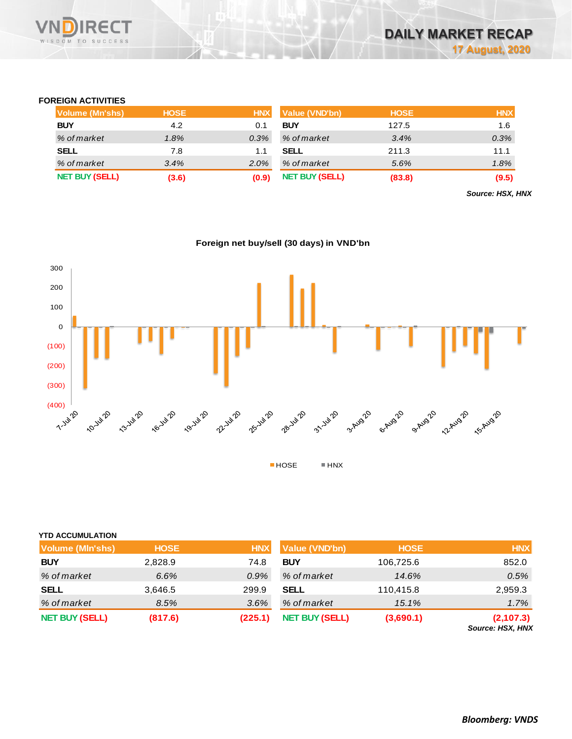## FOREIGN ACTIVITIES

| Volume (Mn'shs) | HOSE | HNX |
|---|---|---|
| **BUY** | 4.2 | 0.1 |
| *% of market* | *1.8%* | *0.3%* |
| **SELL** | 7.8 | 1.1 |
| *% of market* | *3.4%* | *2.0%* |
| **NET BUY (SELL)** | **(3.6)** | **(0.9)** |

| Value (VND'bn) | HOSE | HNX |
|---|---|---|
| **BUY** | 127.5 | 1.6 |
| *% of market* | *3.4%* | *0.3%* |
| **SELL** | 211.3 | 11.1 |
| *% of market* | *5.6%* | *1.8%* |
| **NET BUY (SELL)** | **(83.8)** | **(9.5)** |

***Source: HSX, HNX***

**Foreign net buy/sell (30 days) in VND'bn**

## YTD ACCUMULATION

| Volume (Mln'shs) | HOSE | HNX |
|---|---|---|
| **BUY** | 2,828.9 | 74.8 |
| *% of market* | *6.6%* | *0.9%* |
| **SELL** | 3,646.5 | 299.9 |
| *% of market* | *8.5%* | *3.6%* |
| **NET BUY (SELL)** | **(817.6)** | **(225.1)** |

| Value (VND'bn) | HOSE | HNX |
|---|---|---|
| **BUY** | 106,725.6 | 852.0 |
| *% of market* | *14.6%* | *0.5%* |
| **SELL** | 110,415.8 | 2,959.3 |
| *% of market* | *15.1%* | *1.7%* |
| **NET BUY (SELL)** | **(3,690.1)** | **(2,107.3)** |

***Source: HSX, HNX***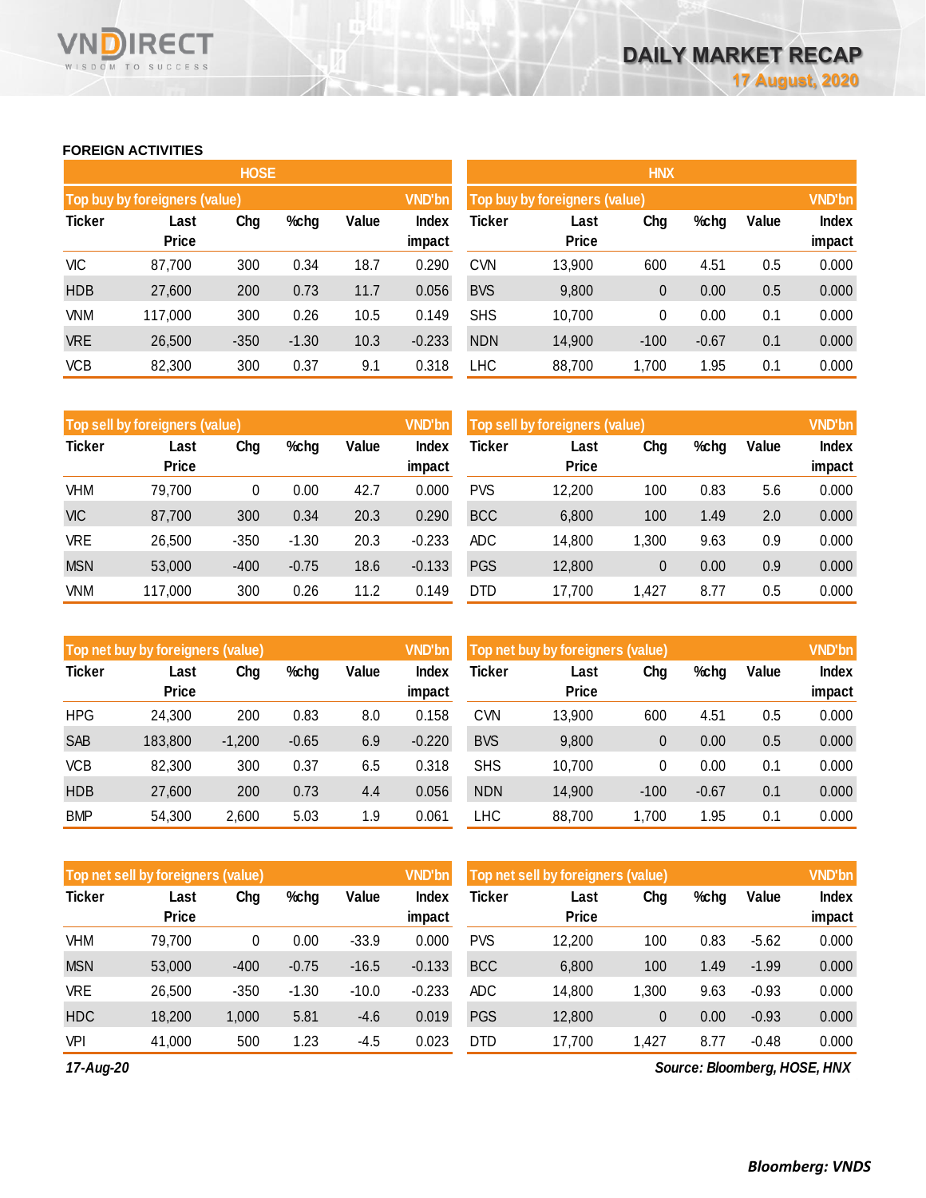## FOREIGN ACTIVITIES

### HOSE

**Top buy by foreigners (value)** — VND'bn

| Ticker | Last Price | Chg | %chg | Value | Index impact |
|---|---|---|---|---|---|
| VIC | 87,700 | 300 | 0.34 | 18.7 | 0.290 |
| HDB | 27,600 | 200 | 0.73 | 11.7 | 0.056 |
| VNM | 117,000 | 300 | 0.26 | 10.5 | 0.149 |
| VRE | 26,500 | -350 | -1.30 | 10.3 | -0.233 |
| VCB | 82,300 | 300 | 0.37 | 9.1 | 0.318 |

**Top sell by foreigners (value)** — VND'bn

| Ticker | Last Price | Chg | %chg | Value | Index impact |
|---|---|---|---|---|---|
| VHM | 79,700 | 0 | 0.00 | 42.7 | 0.000 |
| VIC | 87,700 | 300 | 0.34 | 20.3 | 0.290 |
| VRE | 26,500 | -350 | -1.30 | 20.3 | -0.233 |
| MSN | 53,000 | -400 | -0.75 | 18.6 | -0.133 |
| VNM | 117,000 | 300 | 0.26 | 11.2 | 0.149 |

**Top net buy by foreigners (value)** — VND'bn

| Ticker | Last Price | Chg | %chg | Value | Index impact |
|---|---|---|---|---|---|
| HPG | 24,300 | 200 | 0.83 | 8.0 | 0.158 |
| SAB | 183,800 | -1,200 | -0.65 | 6.9 | -0.220 |
| VCB | 82,300 | 300 | 0.37 | 6.5 | 0.318 |
| HDB | 27,600 | 200 | 0.73 | 4.4 | 0.056 |
| BMP | 54,300 | 2,600 | 5.03 | 1.9 | 0.061 |

**Top net sell by foreigners (value)** — VND'bn

| Ticker | Last Price | Chg | %chg | Value | Index impact |
|---|---|---|---|---|---|
| VHM | 79,700 | 0 | 0.00 | -33.9 | 0.000 |
| MSN | 53,000 | -400 | -0.75 | -16.5 | -0.133 |
| VRE | 26,500 | -350 | -1.30 | -10.0 | -0.233 |
| HDC | 18,200 | 1,000 | 5.81 | -4.6 | 0.019 |
| VPI | 41,000 | 500 | 1.23 | -4.5 | 0.023 |

### HNX

**Top buy by foreigners (value)** — VND'bn

| Ticker | Last Price | Chg | %chg | Value | Index impact |
|---|---|---|---|---|---|
| CVN | 13,900 | 600 | 4.51 | 0.5 | 0.000 |
| BVS | 9,800 | 0 | 0.00 | 0.5 | 0.000 |
| SHS | 10,700 | 0 | 0.00 | 0.1 | 0.000 |
| NDN | 14,900 | -100 | -0.67 | 0.1 | 0.000 |
| LHC | 88,700 | 1,700 | 1.95 | 0.1 | 0.000 |

**Top sell by foreigners (value)** — VND'bn

| Ticker | Last Price | Chg | %chg | Value | Index impact |
|---|---|---|---|---|---|
| PVS | 12,200 | 100 | 0.83 | 5.6 | 0.000 |
| BCC | 6,800 | 100 | 1.49 | 2.0 | 0.000 |
| ADC | 14,800 | 1,300 | 9.63 | 0.9 | 0.000 |
| PGS | 12,800 | 0 | 0.00 | 0.9 | 0.000 |
| DTD | 17,700 | 1,427 | 8.77 | 0.5 | 0.000 |

**Top net buy by foreigners (value)** — VND'bn

| Ticker | Last Price | Chg | %chg | Value | Index impact |
|---|---|---|---|---|---|
| CVN | 13,900 | 600 | 4.51 | 0.5 | 0.000 |
| BVS | 9,800 | 0 | 0.00 | 0.5 | 0.000 |
| SHS | 10,700 | 0 | 0.00 | 0.1 | 0.000 |
| NDN | 14,900 | -100 | -0.67 | 0.1 | 0.000 |
| LHC | 88,700 | 1,700 | 1.95 | 0.1 | 0.000 |

**Top net sell by foreigners (value)** — VND'bn

| Ticker | Last Price | Chg | %chg | Value | Index impact |
|---|---|---|---|---|---|
| PVS | 12,200 | 100 | 0.83 | -5.62 | 0.000 |
| BCC | 6,800 | 100 | 1.49 | -1.99 | 0.000 |
| ADC | 14,800 | 1,300 | 9.63 | -0.93 | 0.000 |
| PGS | 12,800 | 0 | 0.00 | -0.93 | 0.000 |
| DTD | 17,700 | 1,427 | 8.77 | -0.48 | 0.000 |

*17-Aug-20*

*Source: Bloomberg, HOSE, HNX*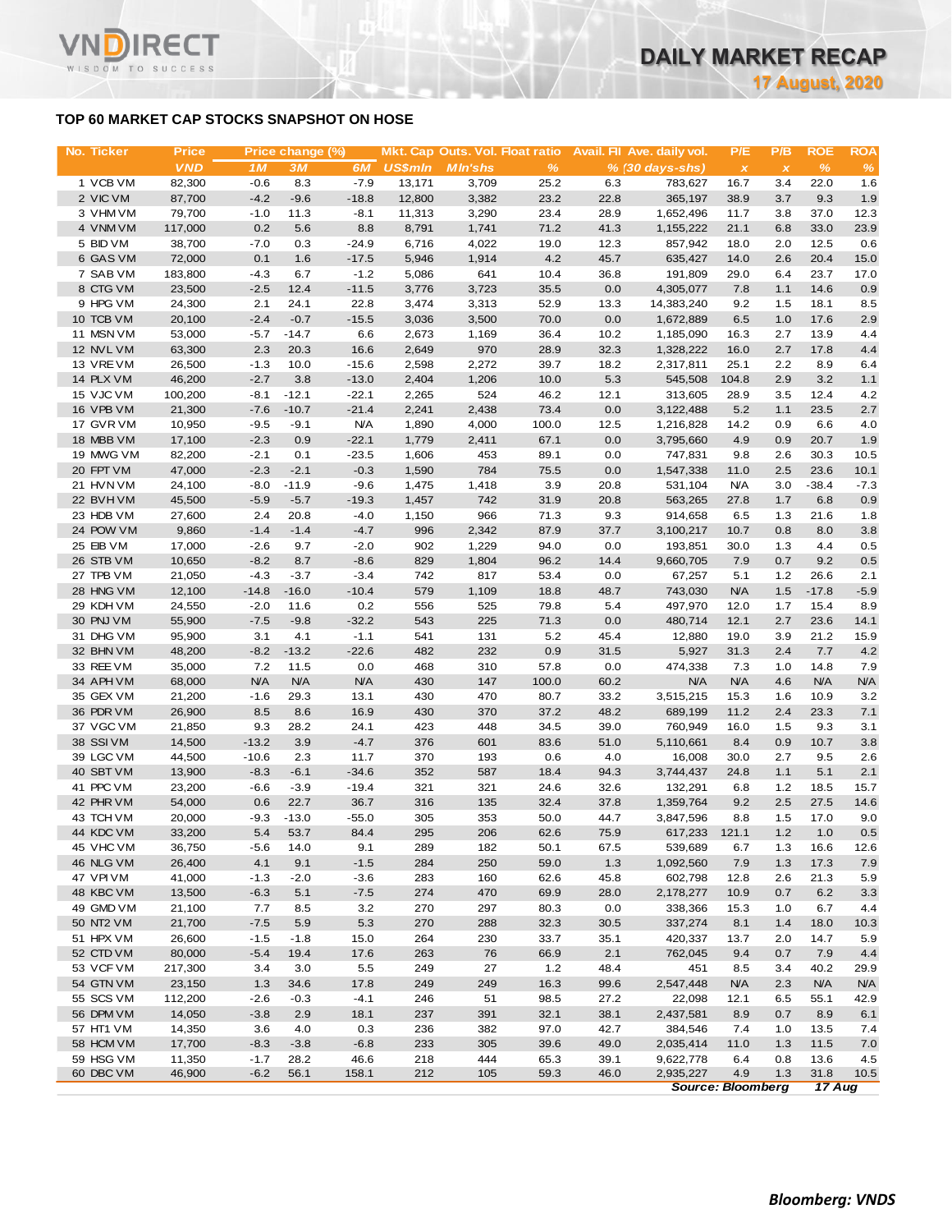## TOP 60 MARKET CAP STOCKS SNAPSHOT ON HOSE

| No. | Ticker | Price | Price change (%) | | | Mkt. Cap | Outs. Vol. | Float ratio | Avail. FII | Ave. daily vol. | P/E | P/B | ROE | ROA |
|---|---|---|---|---|---|---|---|---|---|---|---|---|---|---|
| | | VND | 1M | 3M | 6M | US$mln | Mln'shs | % | % | (30 days-shs) | x | x | % | % |
| 1 | VCB VM | 82,300 | -0.6 | 8.3 | -7.9 | 13,171 | 3,709 | 25.2 | 6.3 | 783,627 | 16.7 | 3.4 | 22.0 | 1.6 |
| 2 | VIC VM | 87,700 | -4.2 | -9.6 | -18.8 | 12,800 | 3,382 | 23.2 | 22.8 | 365,197 | 38.9 | 3.7 | 9.3 | 1.9 |
| 3 | VHM VM | 79,700 | -1.0 | 11.3 | -8.1 | 11,313 | 3,290 | 23.4 | 28.9 | 1,652,496 | 11.7 | 3.8 | 37.0 | 12.3 |
| 4 | VNM VM | 117,000 | 0.2 | 5.6 | 8.8 | 8,791 | 1,741 | 71.2 | 41.3 | 1,155,222 | 21.1 | 6.8 | 33.0 | 23.9 |
| 5 | BID VM | 38,700 | -7.0 | 0.3 | -24.9 | 6,716 | 4,022 | 19.0 | 12.3 | 857,942 | 18.0 | 2.0 | 12.5 | 0.6 |
| 6 | GAS VM | 72,000 | 0.1 | 1.6 | -17.5 | 5,946 | 1,914 | 4.2 | 45.7 | 635,427 | 14.0 | 2.6 | 20.4 | 15.0 |
| 7 | SAB VM | 183,800 | -4.3 | 6.7 | -1.2 | 5,086 | 641 | 10.4 | 36.8 | 191,809 | 29.0 | 6.4 | 23.7 | 17.0 |
| 8 | CTG VM | 23,500 | -2.5 | 12.4 | -11.5 | 3,776 | 3,723 | 35.5 | 0.0 | 4,305,077 | 7.8 | 1.1 | 14.6 | 0.9 |
| 9 | HPG VM | 24,300 | 2.1 | 24.1 | 22.8 | 3,474 | 3,313 | 52.9 | 13.3 | 14,383,240 | 9.2 | 1.5 | 18.1 | 8.5 |
| 10 | TCB VM | 20,100 | -2.4 | -0.7 | -15.5 | 3,036 | 3,500 | 70.0 | 0.0 | 1,672,889 | 6.5 | 1.0 | 17.6 | 2.9 |
| 11 | MSN VM | 53,000 | -5.7 | -14.7 | 6.6 | 2,673 | 1,169 | 36.4 | 10.2 | 1,185,090 | 16.3 | 2.7 | 13.9 | 4.4 |
| 12 | NVL VM | 63,300 | 2.3 | 20.3 | 16.6 | 2,649 | 970 | 28.9 | 32.3 | 1,328,222 | 16.0 | 2.7 | 17.8 | 4.4 |
| 13 | VRE VM | 26,500 | -1.3 | 10.0 | -15.6 | 2,598 | 2,272 | 39.7 | 18.2 | 2,317,811 | 25.1 | 2.2 | 8.9 | 6.4 |
| 14 | PLX VM | 46,200 | -2.7 | 3.8 | -13.0 | 2,404 | 1,206 | 10.0 | 5.3 | 545,508 | 104.8 | 2.9 | 3.2 | 1.1 |
| 15 | VJC VM | 100,200 | -8.1 | -12.1 | -22.1 | 2,265 | 524 | 46.2 | 12.1 | 313,605 | 28.9 | 3.5 | 12.4 | 4.2 |
| 16 | VPB VM | 21,300 | -7.6 | -10.7 | -21.4 | 2,241 | 2,438 | 73.4 | 0.0 | 3,122,488 | 5.2 | 1.1 | 23.5 | 2.7 |
| 17 | GVR VM | 10,950 | -9.5 | -9.1 | N/A | 1,890 | 4,000 | 100.0 | 12.5 | 1,216,828 | 14.2 | 0.9 | 6.6 | 4.0 |
| 18 | MBB VM | 17,100 | -2.3 | 0.9 | -22.1 | 1,779 | 2,411 | 67.1 | 0.0 | 3,795,660 | 4.9 | 0.9 | 20.7 | 1.9 |
| 19 | MWG VM | 82,200 | -2.1 | 0.1 | -23.5 | 1,606 | 453 | 89.1 | 0.0 | 747,831 | 9.8 | 2.6 | 30.3 | 10.5 |
| 20 | FPT VM | 47,000 | -2.3 | -2.1 | -0.3 | 1,590 | 784 | 75.5 | 0.0 | 1,547,338 | 11.0 | 2.5 | 23.6 | 10.1 |
| 21 | HVN VM | 24,100 | -8.0 | -11.9 | -9.6 | 1,475 | 1,418 | 3.9 | 20.8 | 531,104 | N/A | 3.0 | -38.4 | -7.3 |
| 22 | BVH VM | 45,500 | -5.9 | -5.7 | -19.3 | 1,457 | 742 | 31.9 | 20.8 | 563,265 | 27.8 | 1.7 | 6.8 | 0.9 |
| 23 | HDB VM | 27,600 | 2.4 | 20.8 | -4.0 | 1,150 | 966 | 71.3 | 9.3 | 914,658 | 6.5 | 1.3 | 21.6 | 1.8 |
| 24 | POW VM | 9,860 | -1.4 | -1.4 | -4.7 | 996 | 2,342 | 87.9 | 37.7 | 3,100,217 | 10.7 | 0.8 | 8.0 | 3.8 |
| 25 | EIB VM | 17,000 | -2.6 | 9.7 | -2.0 | 902 | 1,229 | 94.0 | 0.0 | 193,851 | 30.0 | 1.3 | 4.4 | 0.5 |
| 26 | STB VM | 10,650 | -8.2 | 8.7 | -8.6 | 829 | 1,804 | 96.2 | 14.4 | 9,660,705 | 7.9 | 0.7 | 9.2 | 0.5 |
| 27 | TPB VM | 21,050 | -4.3 | -3.7 | -3.4 | 742 | 817 | 53.4 | 0.0 | 67,257 | 5.1 | 1.2 | 26.6 | 2.1 |
| 28 | HNG VM | 12,100 | -14.8 | -16.0 | -10.4 | 579 | 1,109 | 18.8 | 48.7 | 743,030 | N/A | 1.5 | -17.8 | -5.9 |
| 29 | KDH VM | 24,550 | -2.0 | 11.6 | 0.2 | 556 | 525 | 79.8 | 5.4 | 497,970 | 12.0 | 1.7 | 15.4 | 8.9 |
| 30 | PNJ VM | 55,900 | -7.5 | -9.8 | -32.2 | 543 | 225 | 71.3 | 0.0 | 480,714 | 12.1 | 2.7 | 23.6 | 14.1 |
| 31 | DHG VM | 95,900 | 3.1 | 4.1 | -1.1 | 541 | 131 | 5.2 | 45.4 | 12,880 | 19.0 | 3.9 | 21.2 | 15.9 |
| 32 | BHN VM | 48,200 | -8.2 | -13.2 | -22.6 | 482 | 232 | 0.9 | 31.5 | 5,927 | 31.3 | 2.4 | 7.7 | 4.2 |
| 33 | REE VM | 35,000 | 7.2 | 11.5 | 0.0 | 468 | 310 | 57.8 | 0.0 | 474,338 | 7.3 | 1.0 | 14.8 | 7.9 |
| 34 | APH VM | 68,000 | N/A | N/A | N/A | 430 | 147 | 100.0 | 60.2 | N/A | N/A | 4.6 | N/A | N/A |
| 35 | GEX VM | 21,200 | -1.6 | 29.3 | 13.1 | 430 | 470 | 80.7 | 33.2 | 3,515,215 | 15.3 | 1.6 | 10.9 | 3.2 |
| 36 | PDR VM | 26,900 | 8.5 | 8.6 | 16.9 | 430 | 370 | 37.2 | 48.2 | 689,199 | 11.2 | 2.4 | 23.3 | 7.1 |
| 37 | VGC VM | 21,850 | 9.3 | 28.2 | 24.1 | 423 | 448 | 34.5 | 39.0 | 760,949 | 16.0 | 1.5 | 9.3 | 3.1 |
| 38 | SSI VM | 14,500 | -13.2 | 3.9 | -4.7 | 376 | 601 | 83.6 | 51.0 | 5,110,661 | 8.4 | 0.9 | 10.7 | 3.8 |
| 39 | LGC VM | 44,500 | -10.6 | 2.3 | 11.7 | 370 | 193 | 0.6 | 4.0 | 16,008 | 30.0 | 2.7 | 9.5 | 2.6 |
| 40 | SBT VM | 13,900 | -8.3 | -6.1 | -34.6 | 352 | 587 | 18.4 | 94.3 | 3,744,437 | 24.8 | 1.1 | 5.1 | 2.1 |
| 41 | PPC VM | 23,200 | -6.6 | -3.9 | -19.4 | 321 | 321 | 24.6 | 32.6 | 132,291 | 6.8 | 1.2 | 18.5 | 15.7 |
| 42 | PHR VM | 54,000 | 0.6 | 22.7 | 36.7 | 316 | 135 | 32.4 | 37.8 | 1,359,764 | 9.2 | 2.5 | 27.5 | 14.6 |
| 43 | TCH VM | 20,000 | -9.3 | -13.0 | -55.0 | 305 | 353 | 50.0 | 44.7 | 3,847,596 | 8.8 | 1.5 | 17.0 | 9.0 |
| 44 | KDC VM | 33,200 | 5.4 | 53.7 | 84.4 | 295 | 206 | 62.6 | 75.9 | 617,233 | 121.1 | 1.2 | 1.0 | 0.5 |
| 45 | VHC VM | 36,750 | -5.6 | 14.0 | 9.1 | 289 | 182 | 50.1 | 67.5 | 539,689 | 6.7 | 1.3 | 16.6 | 12.6 |
| 46 | NLG VM | 26,400 | 4.1 | 9.1 | -1.5 | 284 | 250 | 59.0 | 1.3 | 1,092,560 | 7.9 | 1.3 | 17.3 | 7.9 |
| 47 | VPI VM | 41,000 | -1.3 | -2.0 | -3.6 | 283 | 160 | 62.6 | 45.8 | 602,798 | 12.8 | 2.6 | 21.3 | 5.9 |
| 48 | KBC VM | 13,500 | -6.3 | 5.1 | -7.5 | 274 | 470 | 69.9 | 28.0 | 2,178,277 | 10.9 | 0.7 | 6.2 | 3.3 |
| 49 | GMD VM | 21,100 | 7.7 | 8.5 | 3.2 | 270 | 297 | 80.3 | 0.0 | 338,366 | 15.3 | 1.0 | 6.7 | 4.4 |
| 50 | NT2 VM | 21,700 | -7.5 | 5.9 | 5.3 | 270 | 288 | 32.3 | 30.5 | 337,274 | 8.1 | 1.4 | 18.0 | 10.3 |
| 51 | HPX VM | 26,600 | -1.5 | -1.8 | 15.0 | 264 | 230 | 33.7 | 35.1 | 420,337 | 13.7 | 2.0 | 14.7 | 5.9 |
| 52 | CTD VM | 80,000 | -5.4 | 19.4 | 17.6 | 263 | 76 | 66.9 | 2.1 | 762,045 | 9.4 | 0.7 | 7.9 | 4.4 |
| 53 | VCF VM | 217,300 | 3.4 | 3.0 | 5.5 | 249 | 27 | 1.2 | 48.4 | 451 | 8.5 | 3.4 | 40.2 | 29.9 |
| 54 | GTN VM | 23,150 | 1.3 | 34.6 | 17.8 | 249 | 249 | 16.3 | 99.6 | 2,547,448 | N/A | 2.3 | N/A | N/A |
| 55 | SCS VM | 112,200 | -2.6 | -0.3 | -4.1 | 246 | 51 | 98.5 | 27.2 | 22,098 | 12.1 | 6.5 | 55.1 | 42.9 |
| 56 | DPM VM | 14,050 | -3.8 | 2.9 | 18.1 | 237 | 391 | 32.1 | 38.1 | 2,437,581 | 8.9 | 0.7 | 8.9 | 6.1 |
| 57 | HT1 VM | 14,350 | 3.6 | 4.0 | 0.3 | 236 | 382 | 97.0 | 42.7 | 384,546 | 7.4 | 1.0 | 13.5 | 7.4 |
| 58 | HCM VM | 17,700 | -8.3 | -3.8 | -6.8 | 233 | 305 | 39.6 | 49.0 | 2,035,414 | 11.0 | 1.3 | 11.5 | 7.0 |
| 59 | HSG VM | 11,350 | -1.7 | 28.2 | 46.6 | 218 | 444 | 65.3 | 39.1 | 9,622,778 | 6.4 | 0.8 | 13.6 | 4.5 |
| 60 | DBC VM | 46,900 | -6.2 | 56.1 | 158.1 | 212 | 105 | 59.3 | 46.0 | 2,935,227 | 4.9 | 1.3 | 31.8 | 10.5 |

*Source: Bloomberg* *17 Aug*

***Bloomberg: VNDS***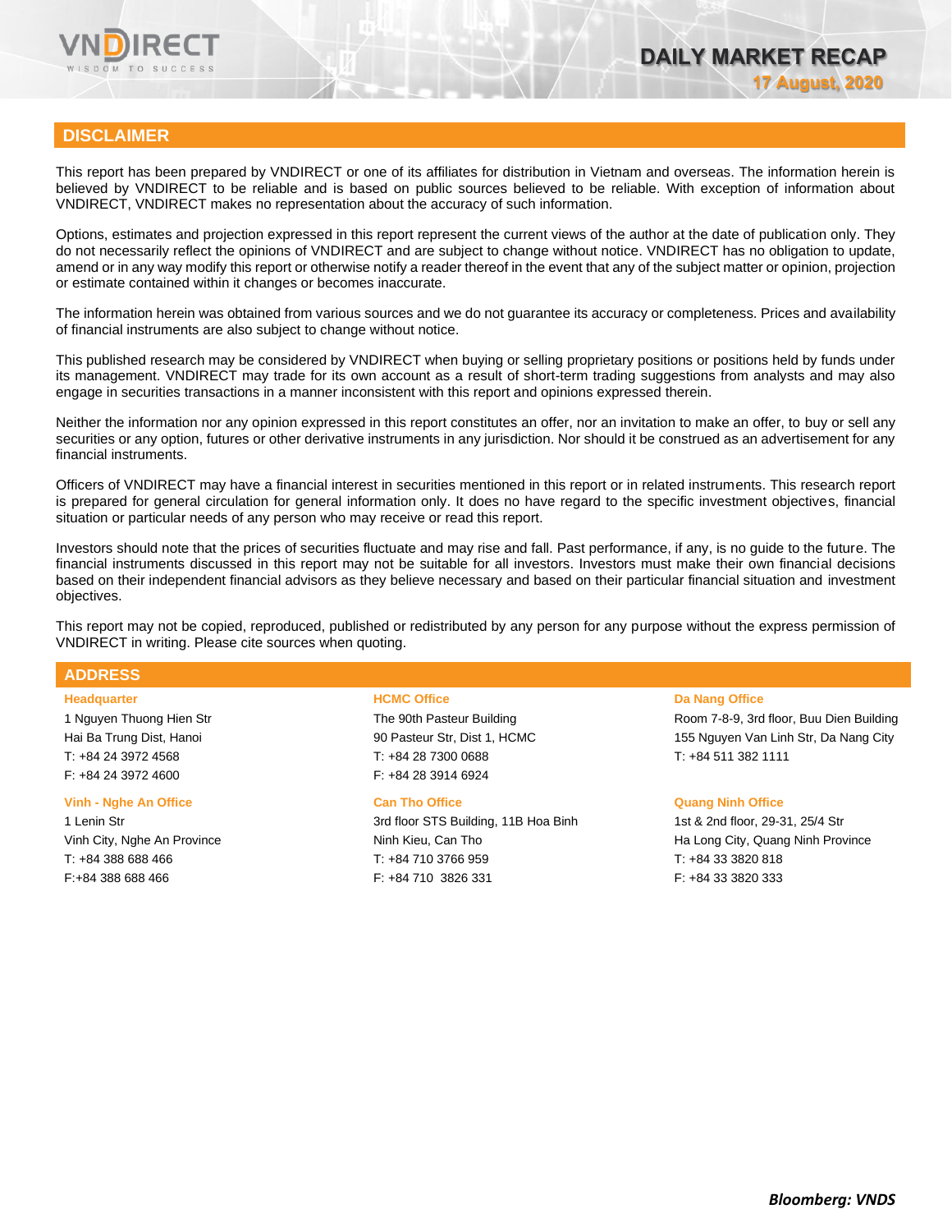## DISCLAIMER

This report has been prepared by VNDIRECT or one of its affiliates for distribution in Vietnam and overseas. The information herein is believed by VNDIRECT to be reliable and is based on public sources believed to be reliable. With exception of information about VNDIRECT, VNDIRECT makes no representation about the accuracy of such information.

Options, estimates and projection expressed in this report represent the current views of the author at the date of publication only. They do not necessarily reflect the opinions of VNDIRECT and are subject to change without notice. VNDIRECT has no obligation to update, amend or in any way modify this report or otherwise notify a reader thereof in the event that any of the subject matter or opinion, projection or estimate contained within it changes or becomes inaccurate.

The information herein was obtained from various sources and we do not guarantee its accuracy or completeness. Prices and availability of financial instruments are also subject to change without notice.

This published research may be considered by VNDIRECT when buying or selling proprietary positions or positions held by funds under its management. VNDIRECT may trade for its own account as a result of short-term trading suggestions from analysts and may also engage in securities transactions in a manner inconsistent with this report and opinions expressed therein.

Neither the information nor any opinion expressed in this report constitutes an offer, nor an invitation to make an offer, to buy or sell any securities or any option, futures or other derivative instruments in any jurisdiction. Nor should it be construed as an advertisement for any financial instruments.

Officers of VNDIRECT may have a financial interest in securities mentioned in this report or in related instruments. This research report is prepared for general circulation for general information only. It does no have regard to the specific investment objectives, financial situation or particular needs of any person who may receive or read this report.

Investors should note that the prices of securities fluctuate and may rise and fall. Past performance, if any, is no guide to the future. The financial instruments discussed in this report may not be suitable for all investors. Investors must make their own financial decisions based on their independent financial advisors as they believe necessary and based on their particular financial situation and investment objectives.

This report may not be copied, reproduced, published or redistributed by any person for any purpose without the express permission of VNDIRECT in writing. Please cite sources when quoting.

## ADDRESS

**Headquarter**
1 Nguyen Thuong Hien Str
Hai Ba Trung Dist, Hanoi
T: +84 24 3972 4568
F: +84 24 3972 4600

**HCMC Office**
The 90th Pasteur Building
90 Pasteur Str, Dist 1, HCMC
T: +84 28 7300 0688
F: +84 28 3914 6924

**Da Nang Office**
Room 7-8-9, 3rd floor, Buu Dien Building
155 Nguyen Van Linh Str, Da Nang City
T: +84 511 382 1111

**Vinh - Nghe An Office**
1 Lenin Str
Vinh City, Nghe An Province
T: +84 388 688 466
F:+84 388 688 466

**Can Tho Office**
3rd floor STS Building, 11B Hoa Binh
Ninh Kieu, Can Tho
T: +84 710 3766 959
F: +84 710 3826 331

**Quang Ninh Office**
1st & 2nd floor, 29-31, 25/4 Str
Ha Long City, Quang Ninh Province
T: +84 33 3820 818
F: +84 33 3820 333

***Bloomberg: VNDS***